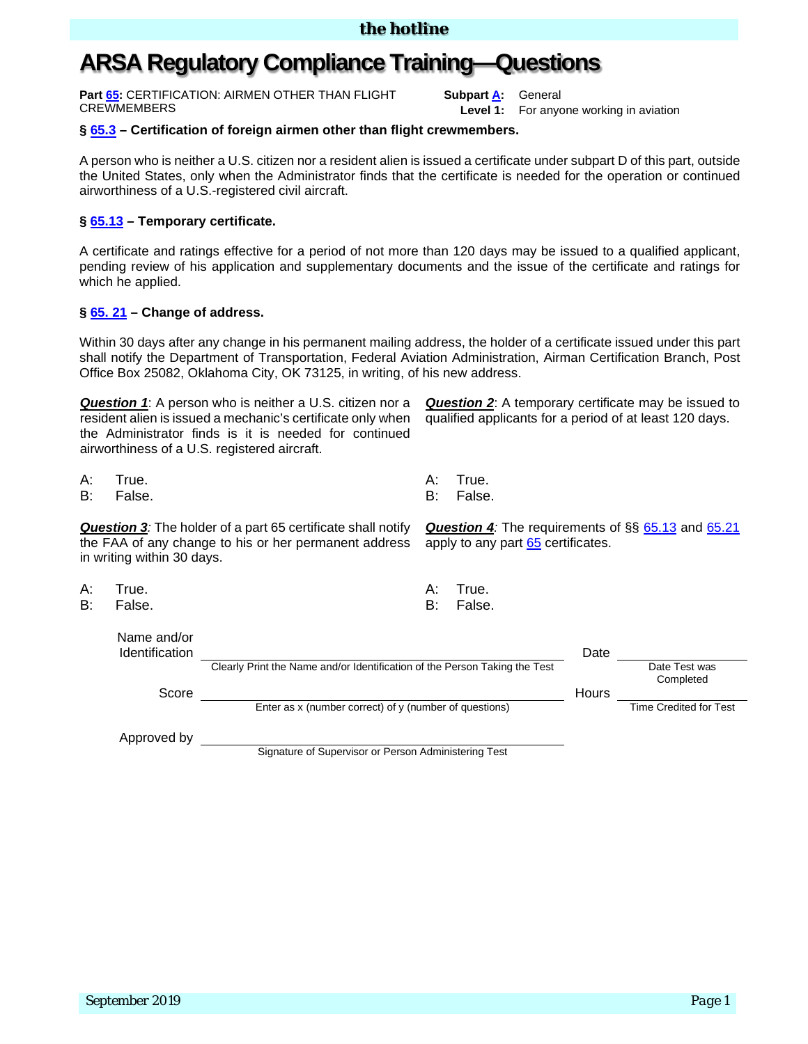# ARSA Regulatory Compliance Training—Questions

**Part 65:** CERTIFICATION: AIRMEN OTHER THAN FLIGHT CREWMEMBERS

**Subpart A:** General
**Level 1:** For anyone working in aviation

### § 65.3 – Certification of foreign airmen other than flight crewmembers.

A person who is neither a U.S. citizen nor a resident alien is issued a certificate under subpart D of this part, outside the United States, only when the Administrator finds that the certificate is needed for the operation or continued airworthiness of a U.S.-registered civil aircraft.

### § 65.13 – Temporary certificate.

A certificate and ratings effective for a period of not more than 120 days may be issued to a qualified applicant, pending review of his application and supplementary documents and the issue of the certificate and ratings for which he applied.

### § 65. 21 – Change of address.

Within 30 days after any change in his permanent mailing address, the holder of a certificate issued under this part shall notify the Department of Transportation, Federal Aviation Administration, Airman Certification Branch, Post Office Box 25082, Oklahoma City, OK 73125, in writing, of his new address.

***Question 1***: A person who is neither a U.S. citizen nor a resident alien is issued a mechanic's certificate only when the Administrator finds is it is needed for continued airworthiness of a U.S. registered aircraft.

A: True.
B: False.

***Question 2***: A temporary certificate may be issued to qualified applicants for a period of at least 120 days.

A: True.
B: False.

***Question 3***: The holder of a part 65 certificate shall notify the FAA of any change to his or her permanent address in writing within 30 days.

A: True.
B: False.

***Question 4***: The requirements of §§ 65.13 and 65.21 apply to any part 65 certificates.

A: True.
B: False.

Name and/or Identification ______________________________
Clearly Print the Name and/or Identification of the Person Taking the Test

Date ______________
Date Test was Completed

Score ______________________________
Enter as x (number correct) of y (number of questions)

Hours ______________
Time Credited for Test

Approved by ______________________________
Signature of Supervisor or Person Administering Test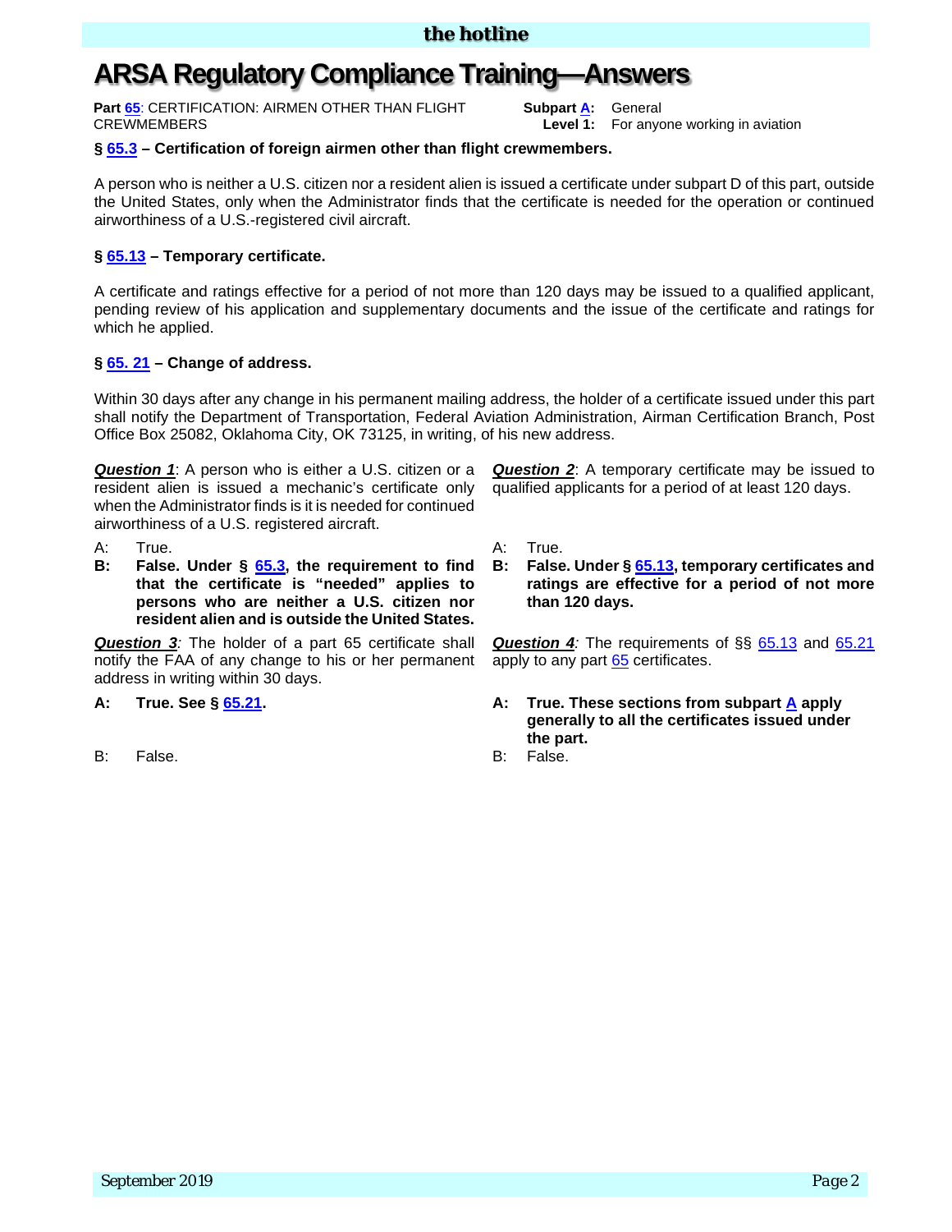# ARSA Regulatory Compliance Training—Answers

**Part 65**: CERTIFICATION: AIRMEN OTHER THAN FLIGHT CREWMEMBERS

**Subpart A**: General
**Level 1**: For anyone working in aviation

**§ 65.3 – Certification of foreign airmen other than flight crewmembers.**

A person who is neither a U.S. citizen nor a resident alien is issued a certificate under subpart D of this part, outside the United States, only when the Administrator finds that the certificate is needed for the operation or continued airworthiness of a U.S.-registered civil aircraft.

**§ 65.13 – Temporary certificate.**

A certificate and ratings effective for a period of not more than 120 days may be issued to a qualified applicant, pending review of his application and supplementary documents and the issue of the certificate and ratings for which he applied.

**§ 65. 21 – Change of address.**

Within 30 days after any change in his permanent mailing address, the holder of a certificate issued under this part shall notify the Department of Transportation, Federal Aviation Administration, Airman Certification Branch, Post Office Box 25082, Oklahoma City, OK 73125, in writing, of his new address.

***Question 1***: A person who is either a U.S. citizen or a resident alien is issued a mechanic's certificate only when the Administrator finds is it is needed for continued airworthiness of a U.S. registered aircraft.

A: True.
**B: False. Under § 65.3, the requirement to find that the certificate is "needed" applies to persons who are neither a U.S. citizen nor resident alien and is outside the United States.**

***Question 2***: A temporary certificate may be issued to qualified applicants for a period of at least 120 days.

A: True.
**B: False. Under § 65.13, temporary certificates and ratings are effective for a period of not more than 120 days.**

***Question 3***: The holder of a part 65 certificate shall notify the FAA of any change to his or her permanent address in writing within 30 days.

**A: True. See § 65.21.**
B: False.

***Question 4***: The requirements of §§ 65.13 and 65.21 apply to any part 65 certificates.

**A: True. These sections from subpart A apply generally to all the certificates issued under the part.**
B: False.